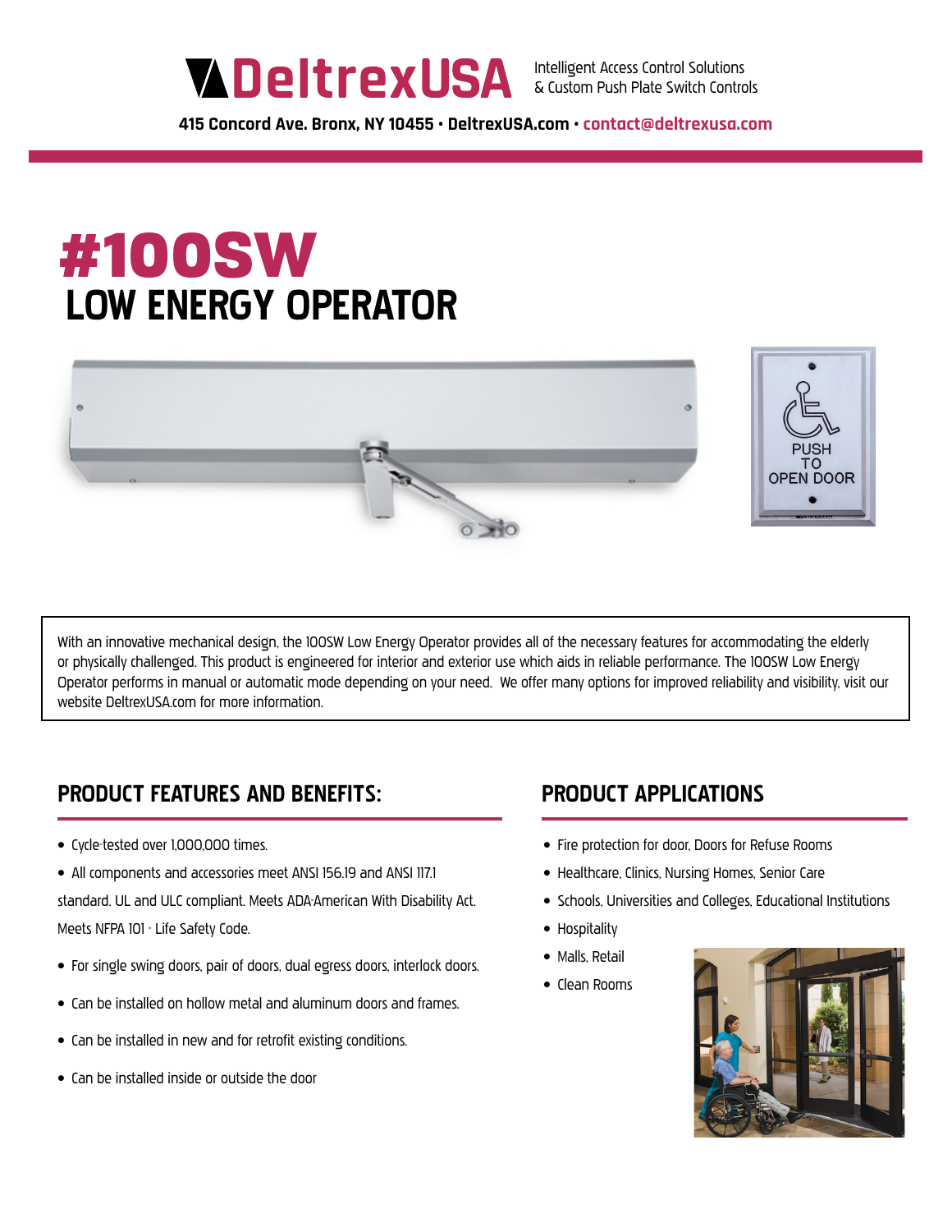# DeltrexUSA

Intelligent Access Control Solutions
& Custom Push Plate Switch Controls

**415 Concord Ave. Bronx, NY 10455 • DeltrexUSA.com • contact@deltrexusa.com**

# #100SW
## LOW ENERGY OPERATOR

With an innovative mechanical design, the 100SW Low Energy Operator provides all of the necessary features for accommodating the elderly or physically challenged. This product is engineered for interior and exterior use which aids in reliable performance. The 100SW Low Energy Operator performs in manual or automatic mode depending on your need. We offer many options for improved reliability and visibility, visit our website DeltrexUSA.com for more information.

## PRODUCT FEATURES AND BENEFITS:

- Cycle-tested over 1,000,000 times.
- All components and accessories meet ANSI 156.19 and ANSI 117.1 standard. UL and ULC compliant. Meets ADA-American With Disability Act. Meets NFPA 101 - Life Safety Code.
- For single swing doors, pair of doors, dual egress doors, interlock doors.
- Can be installed on hollow metal and aluminum doors and frames.
- Can be installed in new and for retrofit existing conditions.
- Can be installed inside or outside the door

## PRODUCT APPLICATIONS

- Fire protection for door, Doors for Refuse Rooms
- Healthcare, Clinics, Nursing Homes, Senior Care
- Schools, Universities and Colleges, Educational Institutions
- Hospitality
- Malls, Retail
- Clean Rooms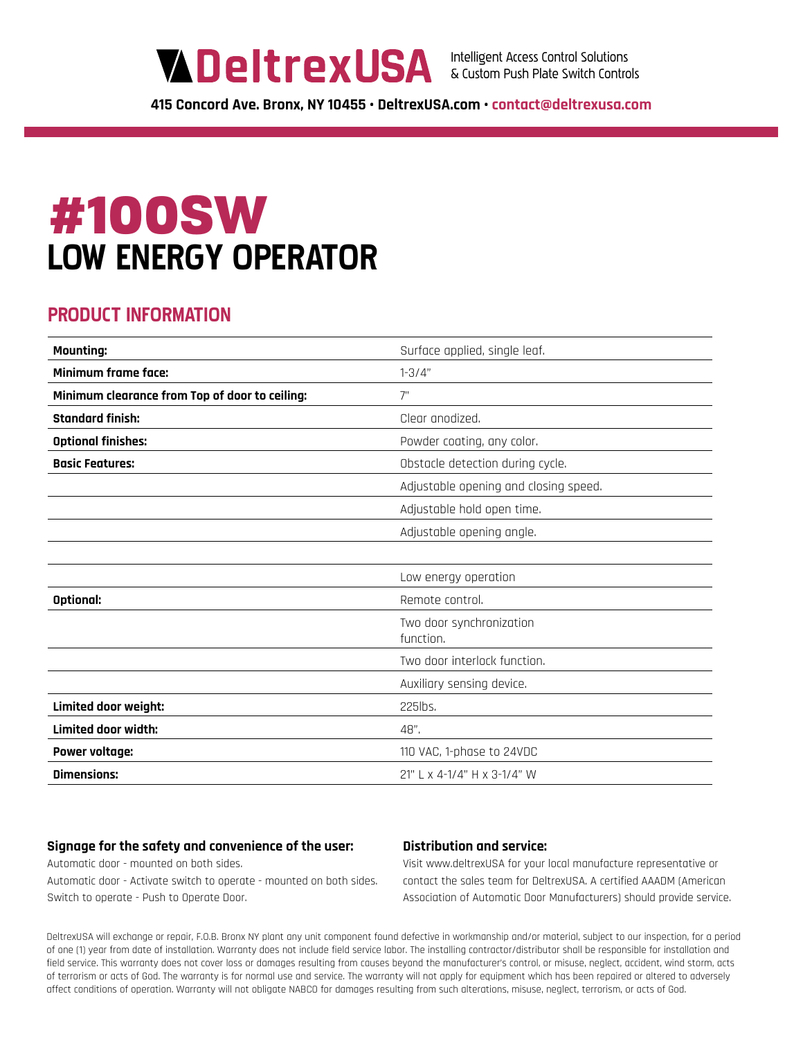DeltrexUSA Intelligent Access Control Solutions & Custom Push Plate Switch Controls

**415 Concord Ave. Bronx, NY 10455 • DeltrexUSA.com • contact@deltrexusa.com**

# #100SW
# LOW ENERGY OPERATOR

## PRODUCT INFORMATION

| | |
|---|---|
| **Mounting:** | Surface applied, single leaf. |
| **Minimum frame face:** | 1-3/4" |
| **Minimum clearance from Top of door to ceiling:** | 7" |
| **Standard finish:** | Clear anodized. |
| **Optional finishes:** | Powder coating, any color. |
| **Basic Features:** | Obstacle detection during cycle. |
| | Adjustable opening and closing speed. |
| | Adjustable hold open time. |
| | Adjustable opening angle. |
| | |
| | Low energy operation |
| **Optional:** | Remote control. |
| | Two door synchronization function. |
| | Two door interlock function. |
| | Auxiliary sensing device. |
| **Limited door weight:** | 225lbs. |
| **Limited door width:** | 48". |
| **Power voltage:** | 110 VAC, 1-phase to 24VDC |
| **Dimensions:** | 21" L x 4-1/4" H x 3-1/4" W |

### Signage for the safety and convenience of the user:

Automatic door - mounted on both sides.

Automatic door - Activate switch to operate - mounted on both sides.

Switch to operate - Push to Operate Door.

### Distribution and service:

Visit www.deltrexUSA for your local manufacture representative or contact the sales team for DeltrexUSA. A certified AAADM (American Association of Automatic Door Manufacturers) should provide service.

DeltrexUSA will exchange or repair, F.O.B. Bronx NY plant any unit component found defective in workmanship and/or material, subject to our inspection, for a period of one (1) year from date of installation. Warranty does not include field service labor. The installing contractor/distributor shall be responsible for installation and field service. This warranty does not cover loss or damages resulting from causes beyond the manufacturer's control, or misuse, neglect, accident, wind storm, acts of terrorism or acts of God. The warranty is for normal use and service. The warranty will not apply for equipment which has been repaired or altered to adversely affect conditions of operation. Warranty will not obligate NABCO for damages resulting from such alterations, misuse, neglect, terrorism, or acts of God.